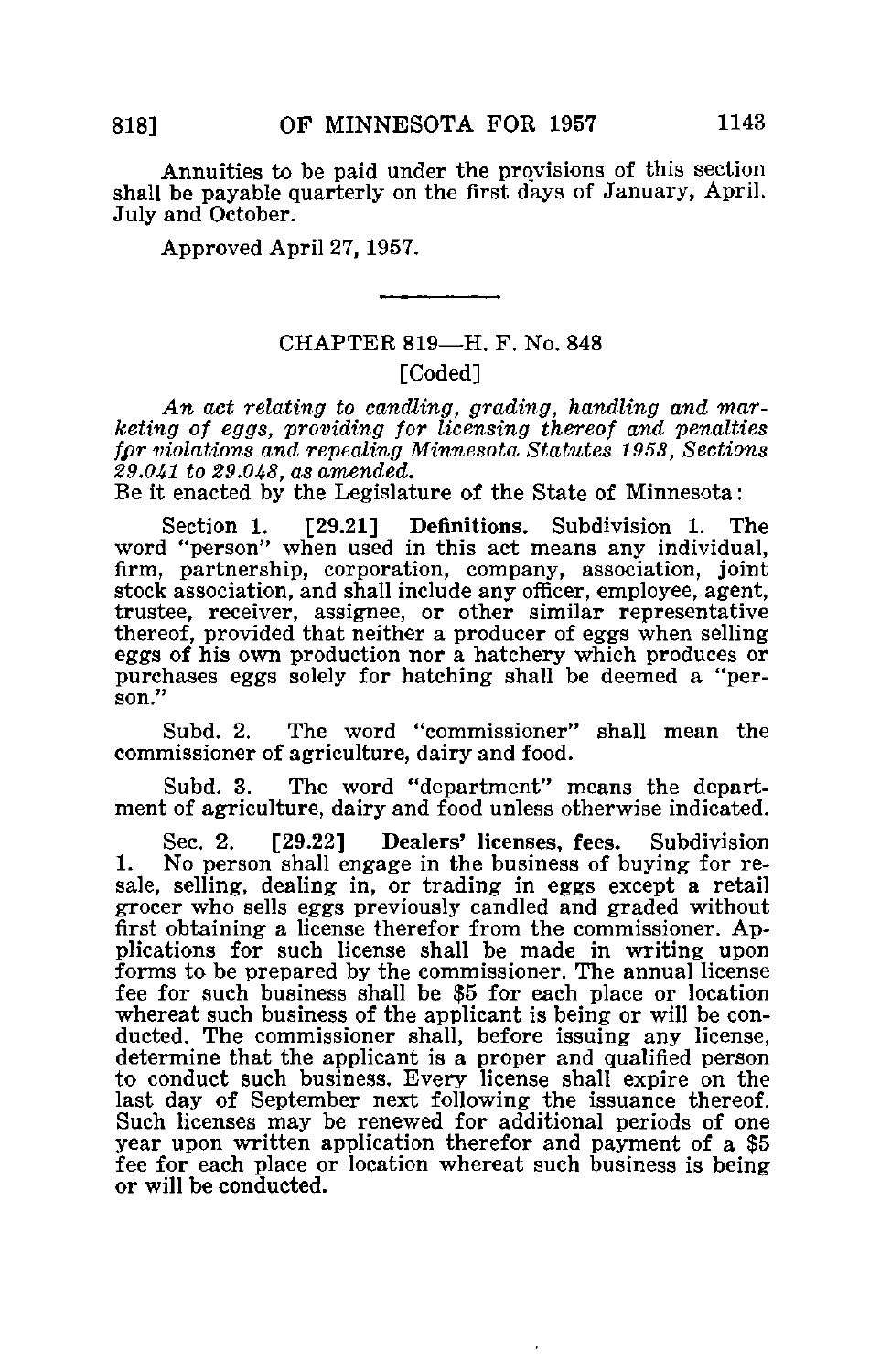Annuities to be paid under the provisions of this section shall be payable quarterly on the first days of January, April, July and October.

Approved April 27, 1957.

---

## CHAPTER 819—H. F. No. 848

[Coded]

*An act relating to candling, grading, handling and marketing of eggs, providing for licensing thereof and penalties for violations and repealing Minnesota Statutes 1953, Sections 29.041 to 29.048, as amended.*

Be it enacted by the Legislature of the State of Minnesota:

Section 1. [29.21] **Definitions.** Subdivision 1. The word "person" when used in this act means any individual, firm, partnership, corporation, company, association, joint stock association, and shall include any officer, employee, agent, trustee, receiver, assignee, or other similar representative thereof, provided that neither a producer of eggs when selling eggs of his own production nor a hatchery which produces or purchases eggs solely for hatching shall be deemed a "person."

Subd. 2. The word "commissioner" shall mean the commissioner of agriculture, dairy and food.

Subd. 3. The word "department" means the department of agriculture, dairy and food unless otherwise indicated.

Sec. 2. [29.22] **Dealers' licenses, fees.** Subdivision 1. No person shall engage in the business of buying for resale, selling, dealing in, or trading in eggs except a retail grocer who sells eggs previously candled and graded without first obtaining a license therefor from the commissioner. Applications for such license shall be made in writing upon forms to be prepared by the commissioner. The annual license fee for such business shall be $5 for each place or location whereat such business of the applicant is being or will be conducted. The commissioner shall, before issuing any license, determine that the applicant is a proper and qualified person to conduct such business. Every license shall expire on the last day of September next following the issuance thereof. Such licenses may be renewed for additional periods of one year upon written application therefor and payment of a $5 fee for each place or location whereat such business is being or will be conducted.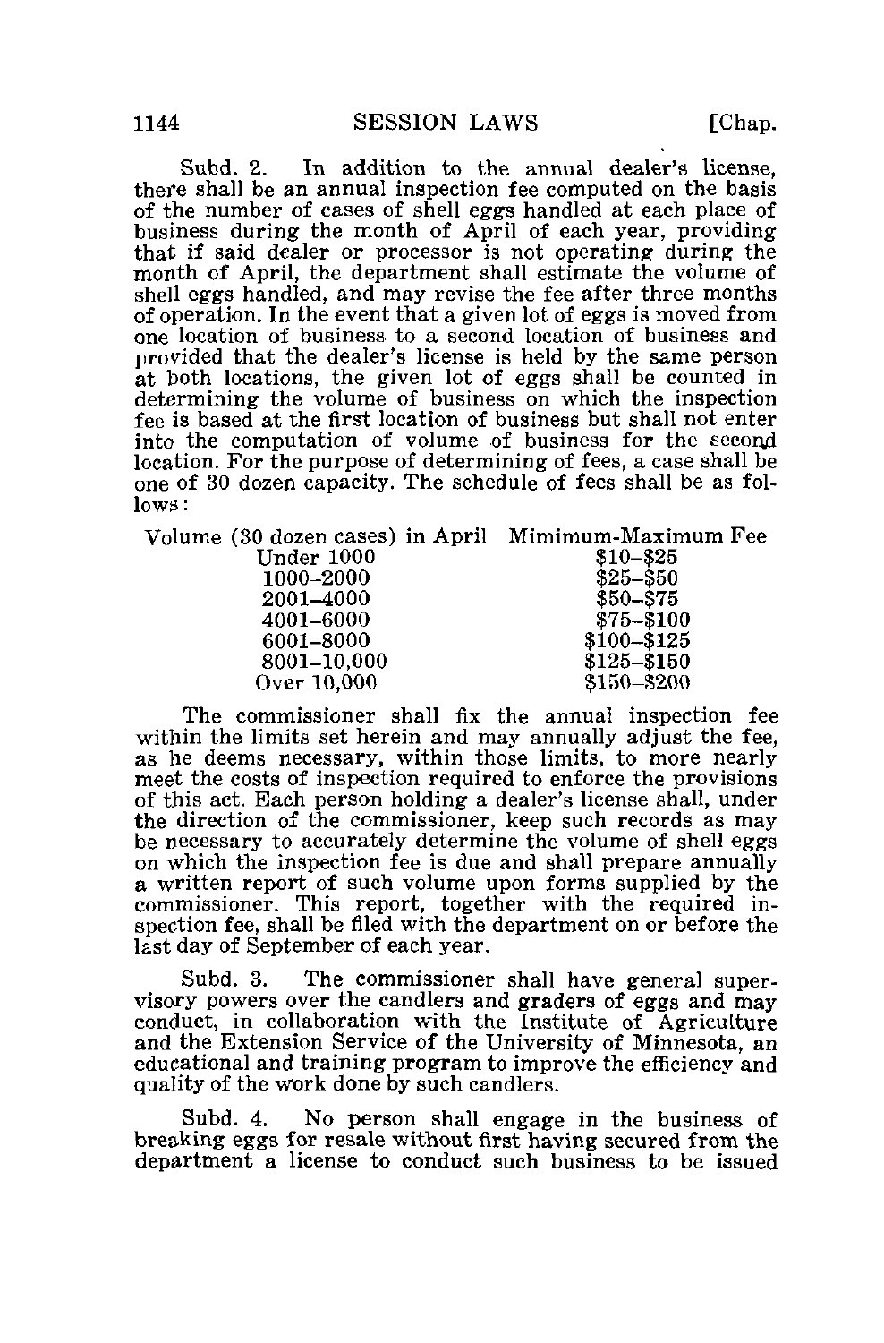Subd. 2. In addition to the annual dealer's license, there shall be an annual inspection fee computed on the basis of the number of cases of shell eggs handled at each place of business during the month of April of each year, providing that if said dealer or processor is not operating during the month of April, the department shall estimate the volume of shell eggs handled, and may revise the fee after three months of operation. In the event that a given lot of eggs is moved from one location of business to a second location of business and provided that the dealer's license is held by the same person at both locations, the given lot of eggs shall be counted in determining the volume of business on which the inspection fee is based at the first location of business but shall not enter into the computation of volume of business for the second location. For the purpose of determining of fees, a case shall be one of 30 dozen capacity. The schedule of fees shall be as follows:

| Volume (30 dozen cases) in April | Mimimum-Maximum Fee |
|---|---|
| Under 1000 | $10–$25 |
| 1000–2000 | $25–$50 |
| 2001–4000 | $50–$75 |
| 4001–6000 | $75–$100 |
| 6001–8000 | $100–$125 |
| 8001–10,000 | $125–$150 |
| Over 10,000 | $150–$200 |

The commissioner shall fix the annual inspection fee within the limits set herein and may annually adjust the fee, as he deems necessary, within those limits, to more nearly meet the costs of inspection required to enforce the provisions of this act. Each person holding a dealer's license shall, under the direction of the commissioner, keep such records as may be necessary to accurately determine the volume of shell eggs on which the inspection fee is due and shall prepare annually a written report of such volume upon forms supplied by the commissioner. This report, together with the required inspection fee, shall be filed with the department on or before the last day of September of each year.

Subd. 3. The commissioner shall have general supervisory powers over the candlers and graders of eggs and may conduct, in collaboration with the Institute of Agriculture and the Extension Service of the University of Minnesota, an educational and training program to improve the efficiency and quality of the work done by such candlers.

Subd. 4. No person shall engage in the business of breaking eggs for resale without first having secured from the department a license to conduct such business to be issued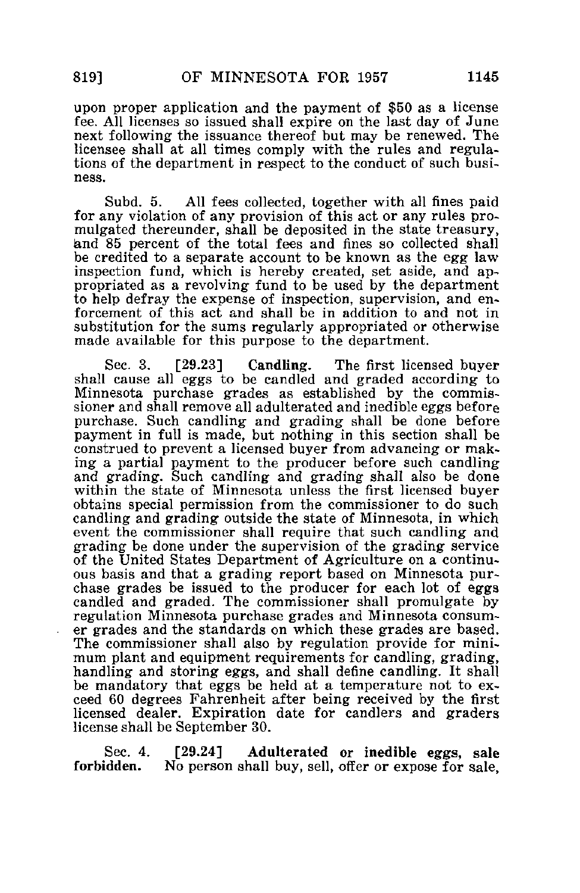upon proper application and the payment of $50 as a license fee. All licenses so issued shall expire on the last day of June next following the issuance thereof but may be renewed. The licensee shall at all times comply with the rules and regulations of the department in respect to the conduct of such business.

Subd. 5. All fees collected, together with all fines paid for any violation of any provision of this act or any rules promulgated thereunder, shall be deposited in the state treasury, and 85 percent of the total fees and fines so collected shall be credited to a separate account to be known as the egg law inspection fund, which is hereby created, set aside, and appropriated as a revolving fund to be used by the department to help defray the expense of inspection, supervision, and enforcement of this act and shall be in addition to and not in substitution for the sums regularly appropriated or otherwise made available for this purpose to the department.

Sec. 3. [29.23] **Candling.** The first licensed buyer shall cause all eggs to be candled and graded according to Minnesota purchase grades as established by the commissioner and shall remove all adulterated and inedible eggs before purchase. Such candling and grading shall be done before payment in full is made, but nothing in this section shall be construed to prevent a licensed buyer from advancing or making a partial payment to the producer before such candling and grading. Such candling and grading shall also be done within the state of Minnesota unless the first licensed buyer obtains special permission from the commissioner to do such candling and grading outside the state of Minnesota, in which event the commissioner shall require that such candling and grading be done under the supervision of the grading service of the United States Department of Agriculture on a continuous basis and that a grading report based on Minnesota purchase grades be issued to the producer for each lot of eggs candled and graded. The commissioner shall promulgate by regulation Minnesota purchase grades and Minnesota consumer grades and the standards on which these grades are based. The commissioner shall also by regulation provide for minimum plant and equipment requirements for candling, grading, handling and storing eggs, and shall define candling. It shall be mandatory that eggs be held at a temperature not to exceed 60 degrees Fahrenheit after being received by the first licensed dealer. Expiration date for candlers and graders license shall be September 30.

Sec. 4. [29.24] **Adulterated or inedible eggs, sale forbidden.** No person shall buy, sell, offer or expose for sale,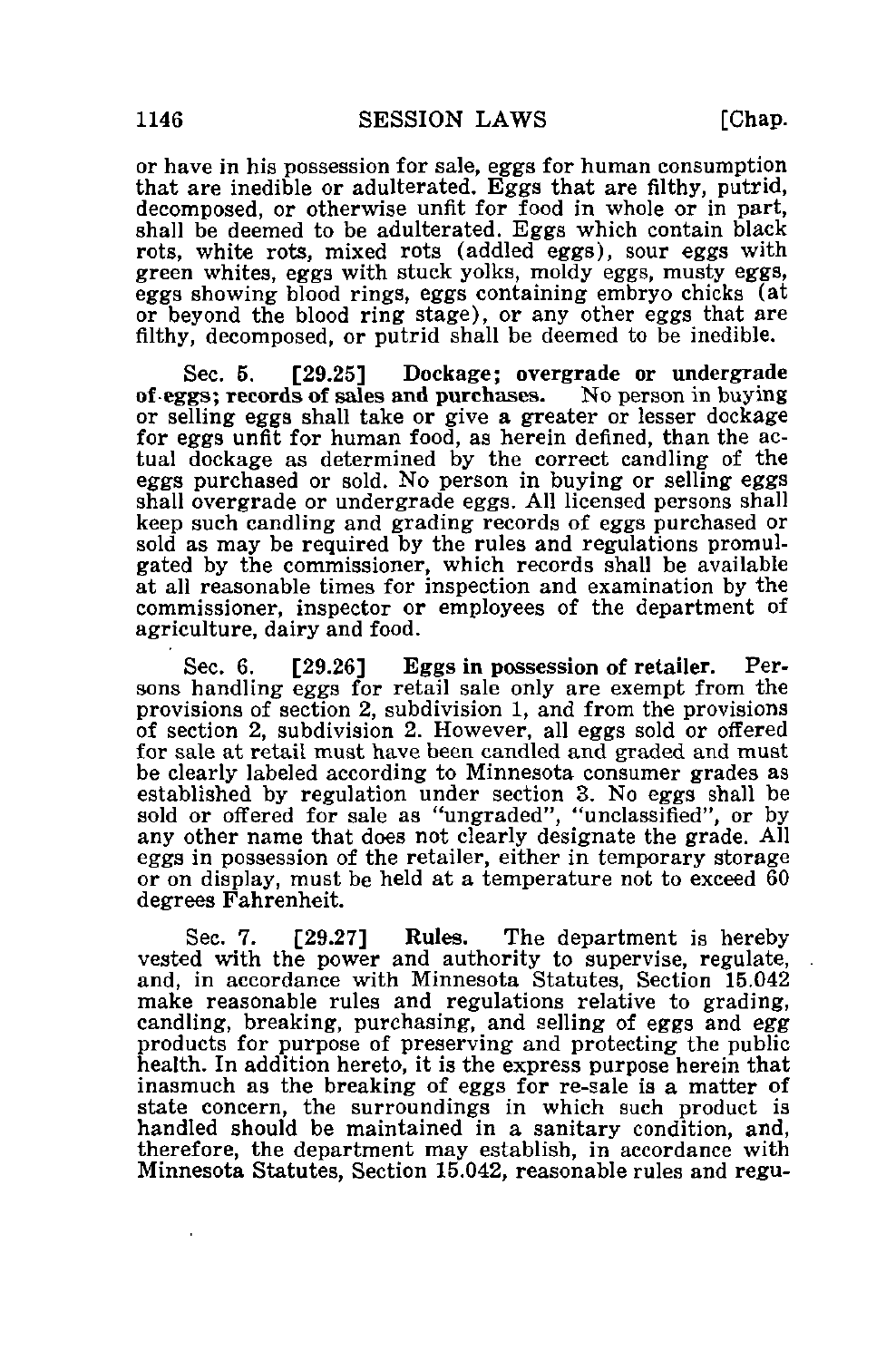or have in his possession for sale, eggs for human consumption that are inedible or adulterated. Eggs that are filthy, putrid, decomposed, or otherwise unfit for food in whole or in part, shall be deemed to be adulterated. Eggs which contain black rots, white rots, mixed rots (addled eggs), sour eggs with green whites, eggs with stuck yolks, moldy eggs, musty eggs, eggs showing blood rings, eggs containing embryo chicks (at or beyond the blood ring stage), or any other eggs that are filthy, decomposed, or putrid shall be deemed to be inedible.

Sec. 5. **[29.25] Dockage; overgrade or undergrade of eggs; records of sales and purchases.** No person in buying or selling eggs shall take or give a greater or lesser dockage for eggs unfit for human food, as herein defined, than the actual dockage as determined by the correct candling of the eggs purchased or sold. No person in buying or selling eggs shall overgrade or undergrade eggs. All licensed persons shall keep such candling and grading records of eggs purchased or sold as may be required by the rules and regulations promulgated by the commissioner, which records shall be available at all reasonable times for inspection and examination by the commissioner, inspector or employees of the department of agriculture, dairy and food.

Sec. 6. **[29.26] Eggs in possession of retailer.** Persons handling eggs for retail sale only are exempt from the provisions of section 2, subdivision 1, and from the provisions of section 2, subdivision 2. However, all eggs sold or offered for sale at retail must have been candled and graded and must be clearly labeled according to Minnesota consumer grades as established by regulation under section 3. No eggs shall be sold or offered for sale as "ungraded", "unclassified", or by any other name that does not clearly designate the grade. All eggs in possession of the retailer, either in temporary storage or on display, must be held at a temperature not to exceed 60 degrees Fahrenheit.

Sec. 7. **[29.27] Rules.** The department is hereby vested with the power and authority to supervise, regulate, and, in accordance with Minnesota Statutes, Section 15.042 make reasonable rules and regulations relative to grading, candling, breaking, purchasing, and selling of eggs and egg products for purpose of preserving and protecting the public health. In addition hereto, it is the express purpose herein that inasmuch as the breaking of eggs for re-sale is a matter of state concern, the surroundings in which such product is handled should be maintained in a sanitary condition, and, therefore, the department may establish, in accordance with Minnesota Statutes, Section 15.042, reasonable rules and regu-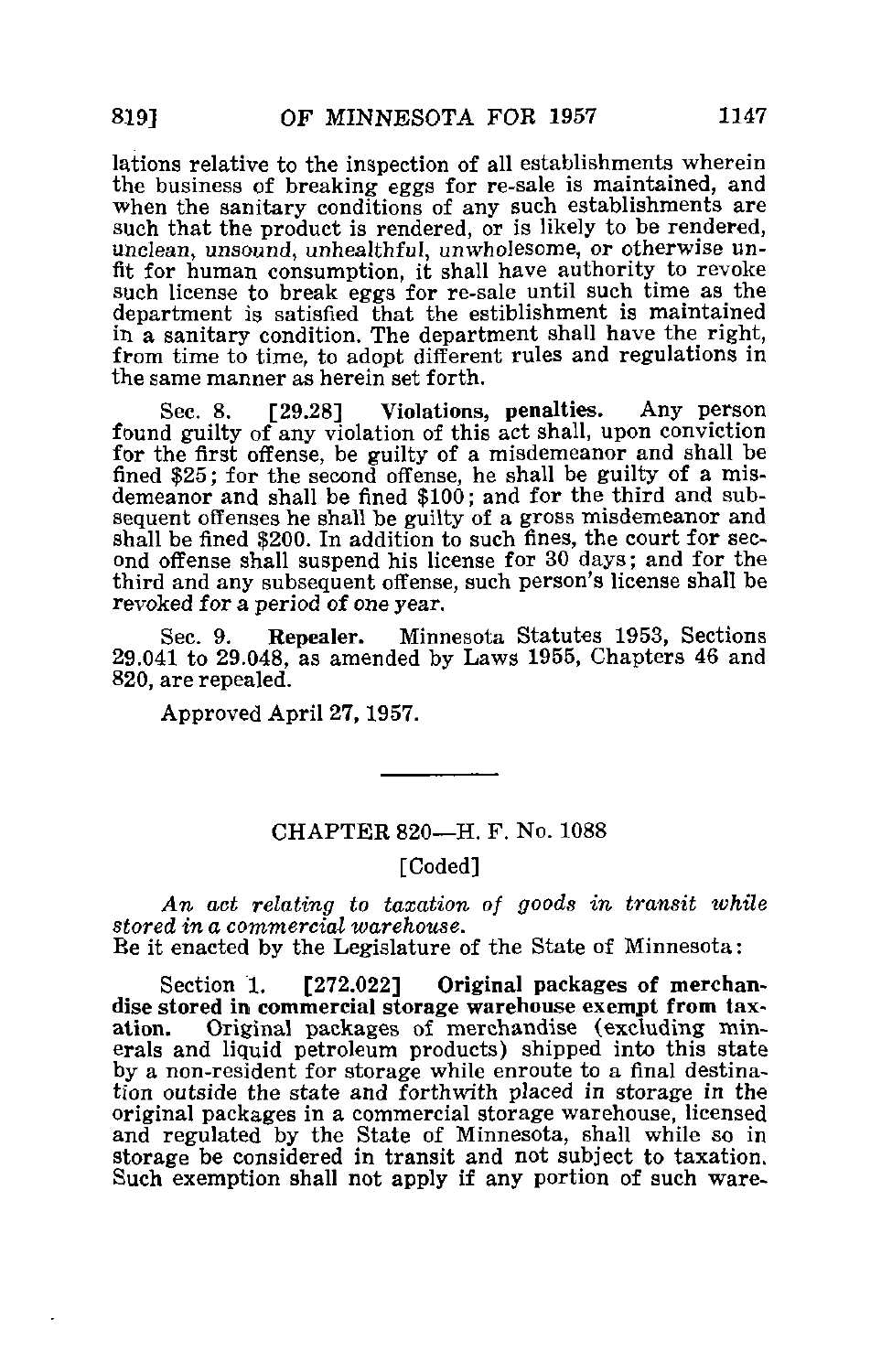lations relative to the inspection of all establishments wherein the business of breaking eggs for re-sale is maintained, and when the sanitary conditions of any such establishments are such that the product is rendered, or is likely to be rendered, unclean, unsound, unhealthful, unwholesome, or otherwise unfit for human consumption, it shall have authority to revoke such license to break eggs for re-sale until such time as the department is satisfied that the estiblishment is maintained in a sanitary condition. The department shall have the right, from time to time, to adopt different rules and regulations in the same manner as herein set forth.

Sec. 8. [29.28] **Violations, penalties.** Any person found guilty of any violation of this act shall, upon conviction for the first offense, be guilty of a misdemeanor and shall be fined $25; for the second offense, he shall be guilty of a misdemeanor and shall be fined $100; and for the third and subsequent offenses he shall be guilty of a gross misdemeanor and shall be fined $200. In addition to such fines, the court for second offense shall suspend his license for 30 days; and for the third and any subsequent offense, such person's license shall be revoked for a period of one year.

Sec. 9. **Repealer.** Minnesota Statutes 1953, Sections 29.041 to 29.048, as amended by Laws 1955, Chapters 46 and 820, are repealed.

Approved April 27, 1957.

---

## CHAPTER 820—H. F. No. 1088

[Coded]

*An act relating to taxation of goods in transit while stored in a commercial warehouse.*

Be it enacted by the Legislature of the State of Minnesota:

Section 1. [272.022] **Original packages of merchandise stored in commercial storage warehouse exempt from taxation.** Original packages of merchandise (excluding minerals and liquid petroleum products) shipped into this state by a non-resident for storage while enroute to a final destination outside the state and forthwith placed in storage in the original packages in a commercial storage warehouse, licensed and regulated by the State of Minnesota, shall while so in storage be considered in transit and not subject to taxation. Such exemption shall not apply if any portion of such ware-